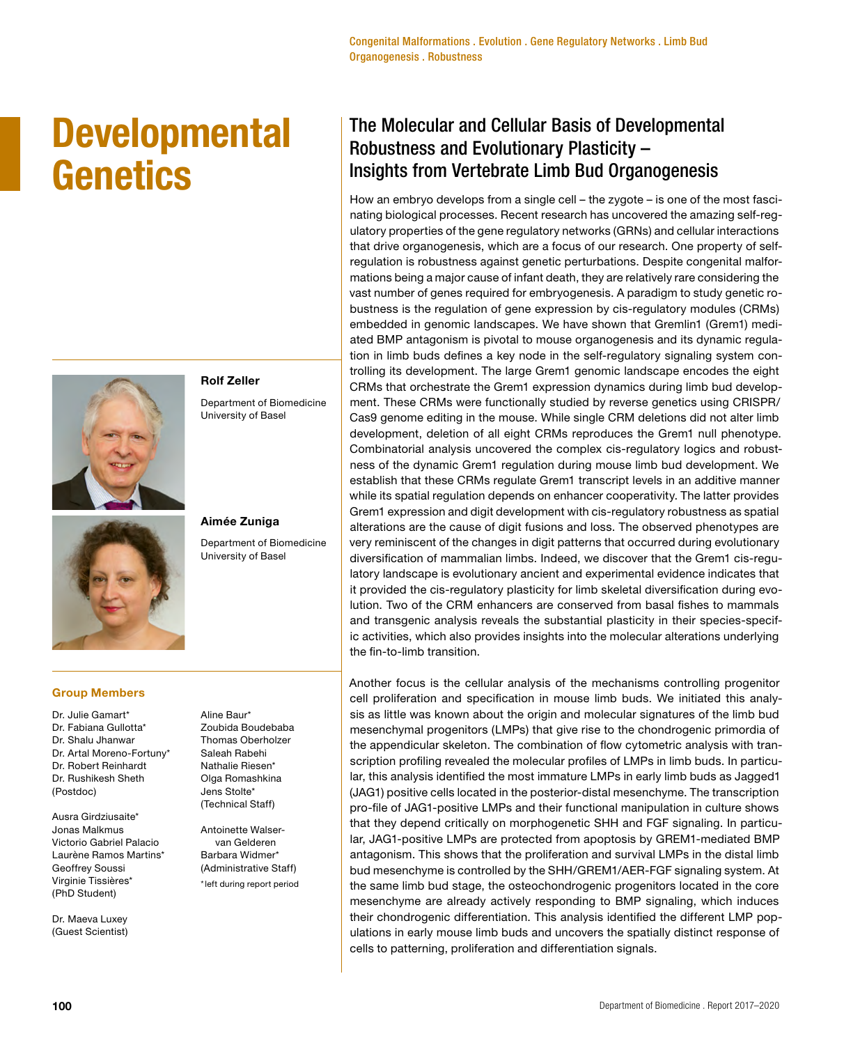Congenital Malformations . Evolution . Gene Regulatory Networks . Limb Bud Organogenesis . Robustness

# Developmental Genetics

**Rolf Zeller**

Department of Biomedicine
University of Basel

**Aimée Zuniga**

Department of Biomedicine
University of Basel

### Group Members

Dr. Julie Gamart*
Dr. Fabiana Gullotta*
Dr. Shalu Jhanwar
Dr. Artal Moreno-Fortuny*
Dr. Robert Reinhardt
Dr. Rushikesh Sheth
(Postdoc)

Ausra Girdziusaite*
Jonas Malkmus
Victorio Gabriel Palacio
Laurène Ramos Martins*
Geoffrey Soussi
Virginie Tissières*
(PhD Student)

Dr. Maeva Luxey
(Guest Scientist)

Aline Baur*
Zoubida Boudebaba
Thomas Oberholzer
Saleah Rabehi
Nathalie Riesen*
Olga Romashkina
Jens Stolte*
(Technical Staff)

Antoinette Walser-van Gelderen
Barbara Widmer*
(Administrative Staff)

*left during report period

## The Molecular and Cellular Basis of Developmental Robustness and Evolutionary Plasticity – Insights from Vertebrate Limb Bud Organogenesis

How an embryo develops from a single cell – the zygote – is one of the most fascinating biological processes. Recent research has uncovered the amazing self-regulatory properties of the gene regulatory networks (GRNs) and cellular interactions that drive organogenesis, which are a focus of our research. One property of self-regulation is robustness against genetic perturbations. Despite congenital malformations being a major cause of infant death, they are relatively rare considering the vast number of genes required for embryogenesis. A paradigm to study genetic robustness is the regulation of gene expression by cis-regulatory modules (CRMs) embedded in genomic landscapes. We have shown that Gremlin1 (Grem1) mediated BMP antagonism is pivotal to mouse organogenesis and its dynamic regulation in limb buds defines a key node in the self-regulatory signaling system controlling its development. The large Grem1 genomic landscape encodes the eight CRMs that orchestrate the Grem1 expression dynamics during limb bud development. These CRMs were functionally studied by reverse genetics using CRISPR/Cas9 genome editing in the mouse. While single CRM deletions did not alter limb development, deletion of all eight CRMs reproduces the Grem1 null phenotype. Combinatorial analysis uncovered the complex cis-regulatory logics and robustness of the dynamic Grem1 regulation during mouse limb bud development. We establish that these CRMs regulate Grem1 transcript levels in an additive manner while its spatial regulation depends on enhancer cooperativity. The latter provides Grem1 expression and digit development with cis-regulatory robustness as spatial alterations are the cause of digit fusions and loss. The observed phenotypes are very reminiscent of the changes in digit patterns that occurred during evolutionary diversification of mammalian limbs. Indeed, we discover that the Grem1 cis-regulatory landscape is evolutionary ancient and experimental evidence indicates that it provided the cis-regulatory plasticity for limb skeletal diversification during evolution. Two of the CRM enhancers are conserved from basal fishes to mammals and transgenic analysis reveals the substantial plasticity in their species-specific activities, which also provides insights into the molecular alterations underlying the fin-to-limb transition.

Another focus is the cellular analysis of the mechanisms controlling progenitor cell proliferation and specification in mouse limb buds. We initiated this analysis as little was known about the origin and molecular signatures of the limb bud mesenchymal progenitors (LMPs) that give rise to the chondrogenic primordia of the appendicular skeleton. The combination of flow cytometric analysis with transcription profiling revealed the molecular profiles of LMPs in limb buds. In particular, this analysis identified the most immature LMPs in early limb buds as Jagged1 (JAG1) positive cells located in the posterior-distal mesenchyme. The transcription pro-file of JAG1-positive LMPs and their functional manipulation in culture shows that they depend critically on morphogenetic SHH and FGF signaling. In particular, JAG1-positive LMPs are protected from apoptosis by GREM1-mediated BMP antagonism. This shows that the proliferation and survival LMPs in the distal limb bud mesenchyme is controlled by the SHH/GREM1/AER-FGF signaling system. At the same limb bud stage, the osteochondrogenic progenitors located in the core mesenchyme are already actively responding to BMP signaling, which induces their chondrogenic differentiation. This analysis identified the different LMP populations in early mouse limb buds and uncovers the spatially distinct response of cells to patterning, proliferation and differentiation signals.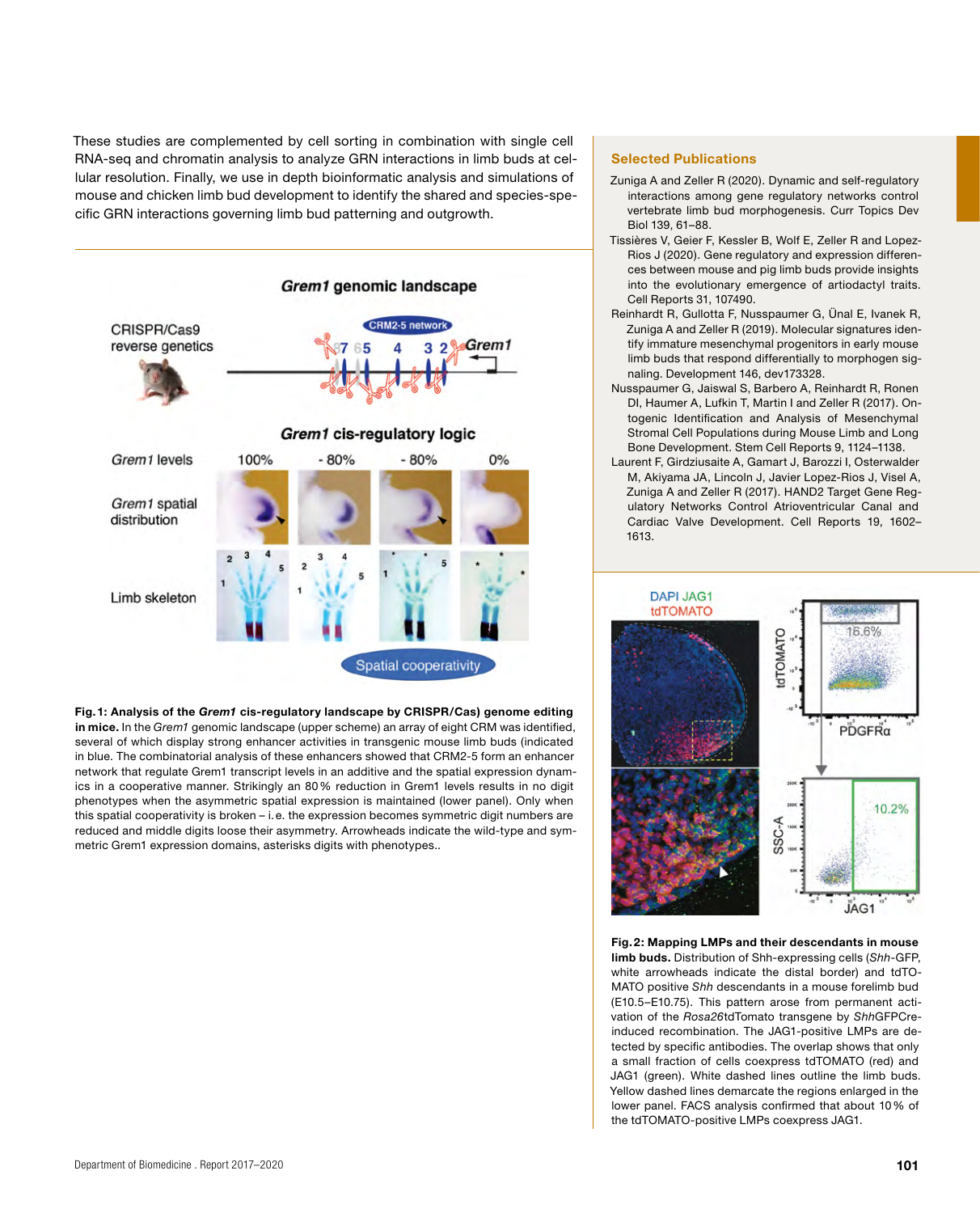These studies are complemented by cell sorting in combination with single cell RNA-seq and chromatin analysis to analyze GRN interactions in limb buds at cellular resolution. Finally, we use in depth bioinformatic analysis and simulations of mouse and chicken limb bud development to identify the shared and species-specific GRN interactions governing limb bud patterning and outgrowth.

***Grem1* genomic landscape**

CRISPR/Cas9 reverse genetics

CRM2-5 network

7 6 5 4 3 2 *Grem1*

***Grem1* cis-regulatory logic**

*Grem1* levels: 100% | - 80% | - 80% | 0%

*Grem1* spatial distribution

Limb skeleton

Spatial cooperativity

**Fig. 1: Analysis of the *Grem1* cis-regulatory landscape by CRISPR/Cas) genome editing in mice.** In the *Grem1* genomic landscape (upper scheme) an array of eight CRM was identified, several of which display strong enhancer activities in transgenic mouse limb buds (indicated in blue. The combinatorial analysis of these enhancers showed that CRM2-5 form an enhancer network that regulate Grem1 transcript levels in an additive and the spatial expression dynamics in a cooperative manner. Strikingly an 80 % reduction in Grem1 levels results in no digit phenotypes when the asymmetric spatial expression is maintained (lower panel). Only when this spatial cooperativity is broken – i. e. the expression becomes symmetric digit numbers are reduced and middle digits loose their asymmetry. Arrowheads indicate the wild-type and symmetric Grem1 expression domains, asterisks digits with phenotypes..

### Selected Publications

Zuniga A and Zeller R (2020). Dynamic and self-regulatory interactions among gene regulatory networks control vertebrate limb bud morphogenesis. Curr Topics Dev Biol 139, 61–88.

Tissières V, Geier F, Kessler B, Wolf E, Zeller R and Lopez-Rios J (2020). Gene regulatory and expression differences between mouse and pig limb buds provide insights into the evolutionary emergence of artiodactyl traits. Cell Reports 31, 107490.

Reinhardt R, Gullotta F, Nusspaumer G, Ünal E, Ivanek R, Zuniga A and Zeller R (2019). Molecular signatures identify immature mesenchymal progenitors in early mouse limb buds that respond differentially to morphogen signaling. Development 146, dev173328.

Nusspaumer G, Jaiswal S, Barbero A, Reinhardt R, Ronen DI, Haumer A, Lufkin T, Martin I and Zeller R (2017). Ontogenic Identification and Analysis of Mesenchymal Stromal Cell Populations during Mouse Limb and Long Bone Development. Stem Cell Reports 9, 1124–1138.

Laurent F, Girdziusaite A, Gamart J, Barozzi I, Osterwalder M, Akiyama JA, Lincoln J, Javier Lopez-Rios J, Visel A, Zuniga A and Zeller R (2017). HAND2 Target Gene Regulatory Networks Control Atrioventricular Canal and Cardiac Valve Development. Cell Reports 19, 1602–1613.

DAPI JAG1 tdTOMATO

tdTOMATO

16.6%

PDGFRα

SSC-A

10.2%

JAG1

**Fig. 2: Mapping LMPs and their descendants in mouse limb buds.** Distribution of Shh-expressing cells (*Shh*-GFP, white arrowheads indicate the distal border) and tdTOMATO positive *Shh* descendants in a mouse forelimb bud (E10.5–E10.75). This pattern arose from permanent activation of the *Rosa26*tdTomato transgene by *Shh*GFPCre-induced recombination. The JAG1-positive LMPs are detected by specific antibodies. The overlap shows that only a small fraction of cells coexpress tdTOMATO (red) and JAG1 (green). White dashed lines outline the limb buds. Yellow dashed lines demarcate the regions enlarged in the lower panel. FACS analysis confirmed that about 10 % of the tdTOMATO-positive LMPs coexpress JAG1.